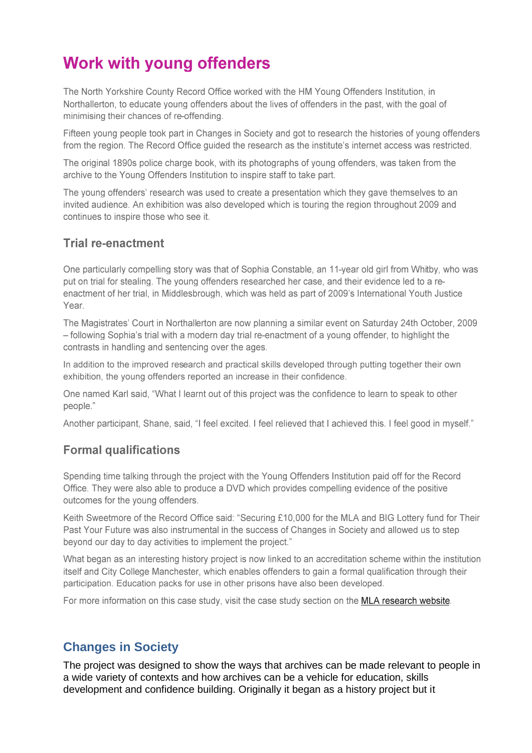# Work with young offenders

The North Yorkshire County Record Office worked with the HM Young Offenders Institution, in Northallerton, to educate young offenders about the lives of offenders in the past, with the goal of minimising their chances of re-offending.

Fifteen young people took part in Changes in Society and got to research the histories of young offenders from the region. The Record Office guided the research as the institute's internet access was restricted.

The original 1890s police charge book, with its photographs of young offenders, was taken from the archive to the Young Offenders Institution to inspire staff to take part.

The young offenders' research was used to create a presentation which they gave themselves to an invited audience. An exhibition was also developed which is touring the region throughout 2009 and continues to inspire those who see it.

## Trial re-enactment

One particularly compelling story was that of Sophia Constable, an 11-year old girl from Whitby, who was put on trial for stealing. The young offenders researched her case, and their evidence led to a re-enactment of her trial, in Middlesbrough, which was held as part of 2009's International Youth Justice Year.

The Magistrates' Court in Northallerton are now planning a similar event on Saturday 24th October, 2009 – following Sophia's trial with a modern day trial re-enactment of a young offender, to highlight the contrasts in handling and sentencing over the ages.

In addition to the improved research and practical skills developed through putting together their own exhibition, the young offenders reported an increase in their confidence.

One named Karl said, "What I learnt out of this project was the confidence to learn to speak to other people."

Another participant, Shane, said, "I feel excited. I feel relieved that I achieved this. I feel good in myself."

## Formal qualifications

Spending time talking through the project with the Young Offenders Institution paid off for the Record Office. They were also able to produce a DVD which provides compelling evidence of the positive outcomes for the young offenders.

Keith Sweetmore of the Record Office said: "Securing £10,000 for the MLA and BIG Lottery fund for Their Past Your Future was also instrumental in the success of Changes in Society and allowed us to step beyond our day to day activities to implement the project."

What began as an interesting history project is now linked to an accreditation scheme within the institution itself and City College Manchester, which enables offenders to gain a formal qualification through their participation. Education packs for use in other prisons have also been developed.

For more information on this case study, visit the case study section on the MLA research website.

## Changes in Society

The project was designed to show the ways that archives can be made relevant to people in a wide variety of contexts and how archives can be a vehicle for education, skills development and confidence building. Originally it began as a history project but it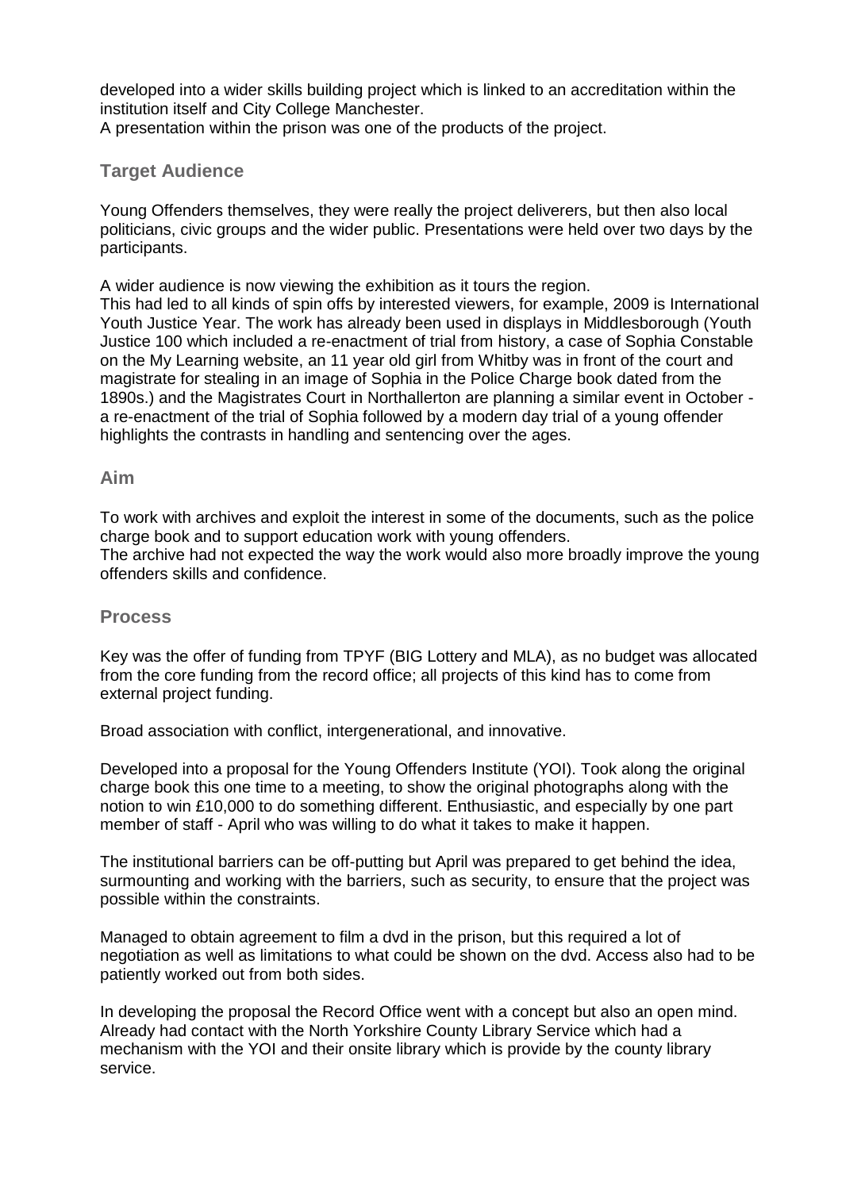developed into a wider skills building project which is linked to an accreditation within the institution itself and City College Manchester.
A presentation within the prison was one of the products of the project.

## Target Audience

Young Offenders themselves, they were really the project deliverers, but then also local politicians, civic groups and the wider public. Presentations were held over two days by the participants.

A wider audience is now viewing the exhibition as it tours the region.
This had led to all kinds of spin offs by interested viewers, for example, 2009 is International Youth Justice Year. The work has already been used in displays in Middlesborough (Youth Justice 100 which included a re-enactment of trial from history, a case of Sophia Constable on the My Learning website, an 11 year old girl from Whitby was in front of the court and magistrate for stealing in an image of Sophia in the Police Charge book dated from the 1890s.) and the Magistrates Court in Northallerton are planning a similar event in October - a re-enactment of the trial of Sophia followed by a modern day trial of a young offender highlights the contrasts in handling and sentencing over the ages.

## Aim

To work with archives and exploit the interest in some of the documents, such as the police charge book and to support education work with young offenders.
The archive had not expected the way the work would also more broadly improve the young offenders skills and confidence.

## Process

Key was the offer of funding from TPYF (BIG Lottery and MLA), as no budget was allocated from the core funding from the record office; all projects of this kind has to come from external project funding.

Broad association with conflict, intergenerational, and innovative.

Developed into a proposal for the Young Offenders Institute (YOI). Took along the original charge book this one time to a meeting, to show the original photographs along with the notion to win £10,000 to do something different. Enthusiastic, and especially by one part member of staff - April who was willing to do what it takes to make it happen.

The institutional barriers can be off-putting but April was prepared to get behind the idea, surmounting and working with the barriers, such as security, to ensure that the project was possible within the constraints.

Managed to obtain agreement to film a dvd in the prison, but this required a lot of negotiation as well as limitations to what could be shown on the dvd. Access also had to be patiently worked out from both sides.

In developing the proposal the Record Office went with a concept but also an open mind. Already had contact with the North Yorkshire County Library Service which had a mechanism with the YOI and their onsite library which is provide by the county library service.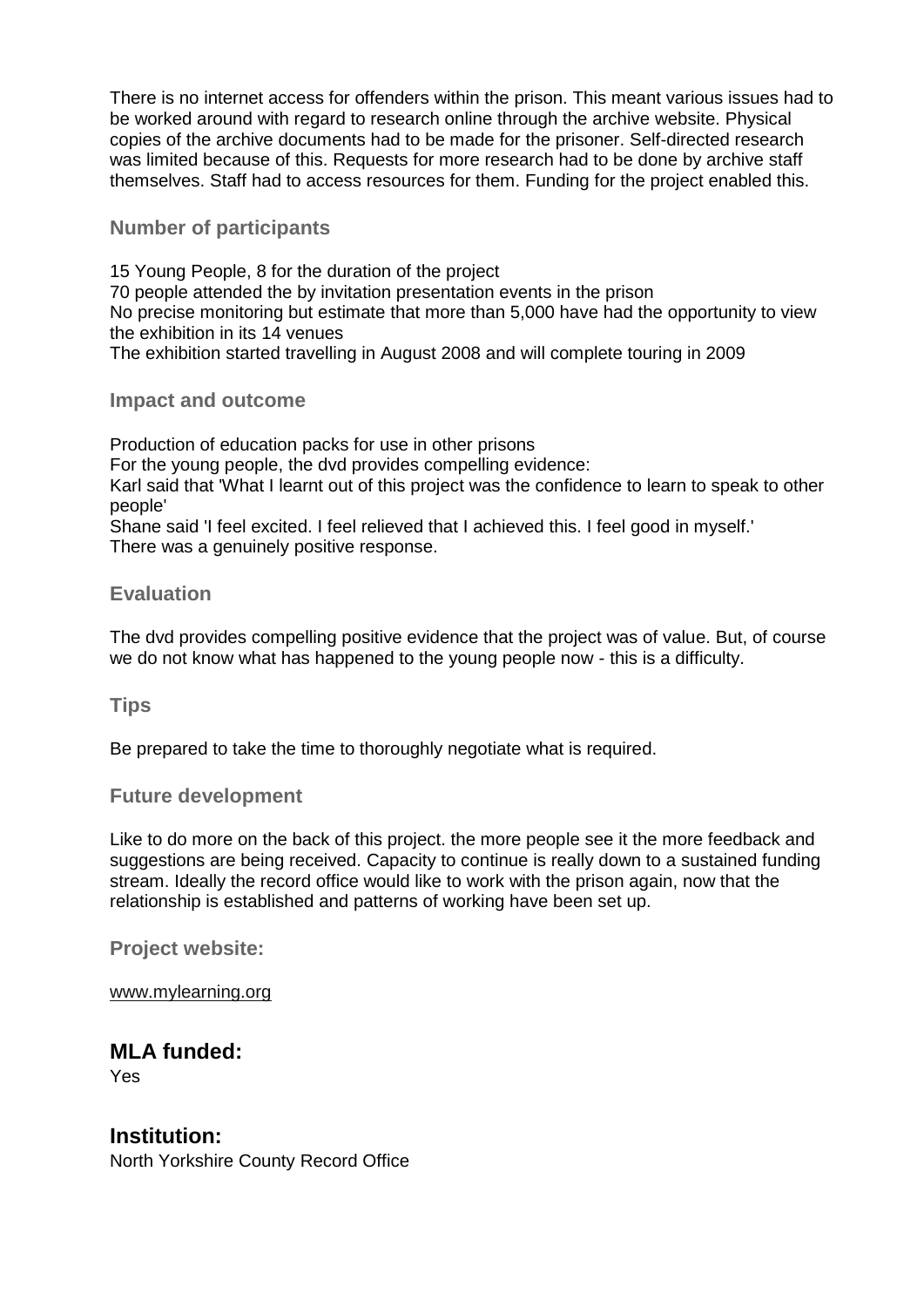There is no internet access for offenders within the prison. This meant various issues had to be worked around with regard to research online through the archive website. Physical copies of the archive documents had to be made for the prisoner. Self-directed research was limited because of this. Requests for more research had to be done by archive staff themselves. Staff had to access resources for them. Funding for the project enabled this.

### Number of participants

15 Young People, 8 for the duration of the project
70 people attended the by invitation presentation events in the prison
No precise monitoring but estimate that more than 5,000 have had the opportunity to view the exhibition in its 14 venues
The exhibition started travelling in August 2008 and will complete touring in 2009

### Impact and outcome

Production of education packs for use in other prisons
For the young people, the dvd provides compelling evidence:
Karl said that 'What I learnt out of this project was the confidence to learn to speak to other people'
Shane said 'I feel excited. I feel relieved that I achieved this. I feel good in myself.'
There was a genuinely positive response.

### Evaluation

The dvd provides compelling positive evidence that the project was of value. But, of course we do not know what has happened to the young people now - this is a difficulty.

### Tips

Be prepared to take the time to thoroughly negotiate what is required.

### Future development

Like to do more on the back of this project. the more people see it the more feedback and suggestions are being received. Capacity to continue is really down to a sustained funding stream. Ideally the record office would like to work with the prison again, now that the relationship is established and patterns of working have been set up.

### Project website:

www.mylearning.org

## MLA funded:

Yes

## Institution:

North Yorkshire County Record Office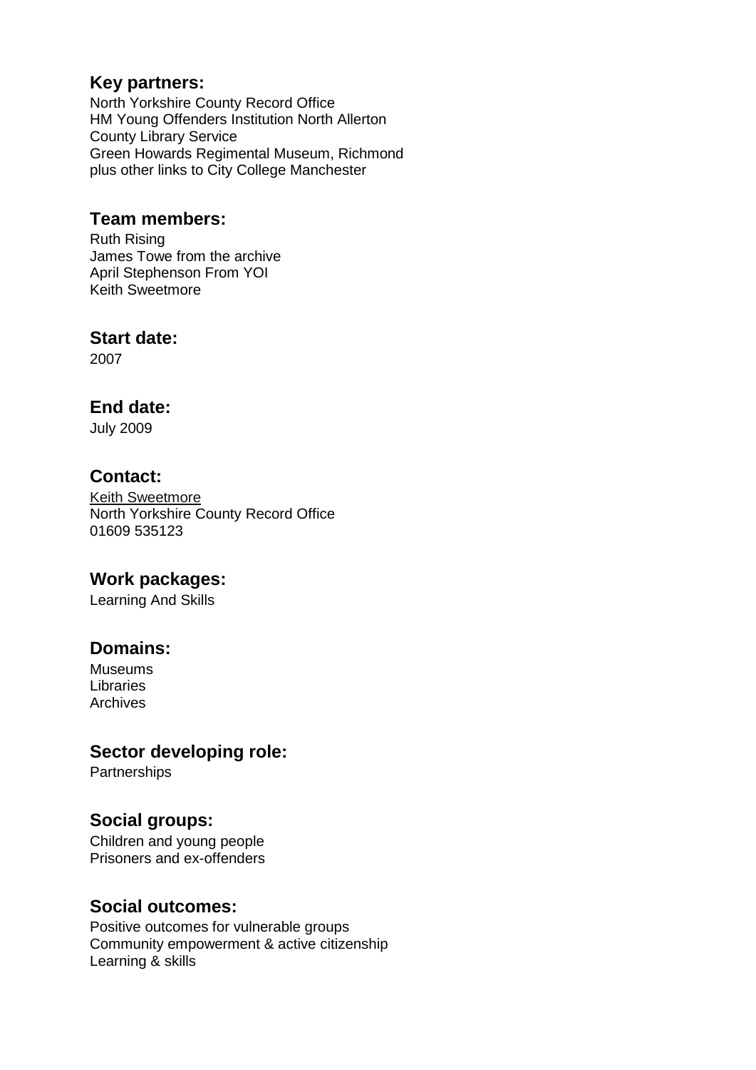## Key partners:

North Yorkshire County Record Office
HM Young Offenders Institution North Allerton
County Library Service
Green Howards Regimental Museum, Richmond
plus other links to City College Manchester

## Team members:

Ruth Rising
James Towe from the archive
April Stephenson From YOI
Keith Sweetmore

## Start date:

2007

## End date:

July 2009

## Contact:

Keith Sweetmore
North Yorkshire County Record Office
01609 535123

## Work packages:

Learning And Skills

## Domains:

Museums
Libraries
Archives

## Sector developing role:

Partnerships

## Social groups:

Children and young people
Prisoners and ex-offenders

## Social outcomes:

Positive outcomes for vulnerable groups
Community empowerment & active citizenship
Learning & skills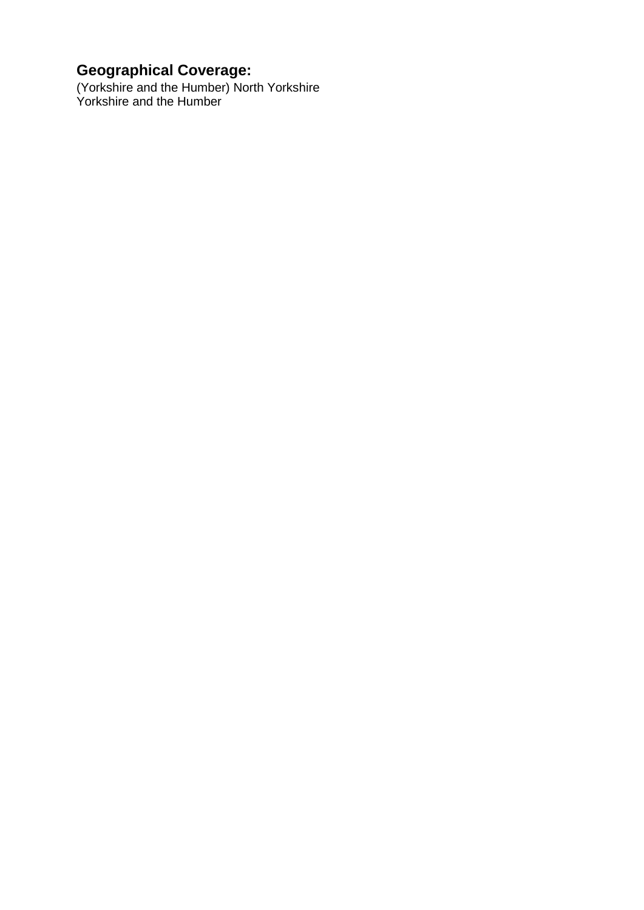## Geographical Coverage:

(Yorkshire and the Humber) North Yorkshire
Yorkshire and the Humber